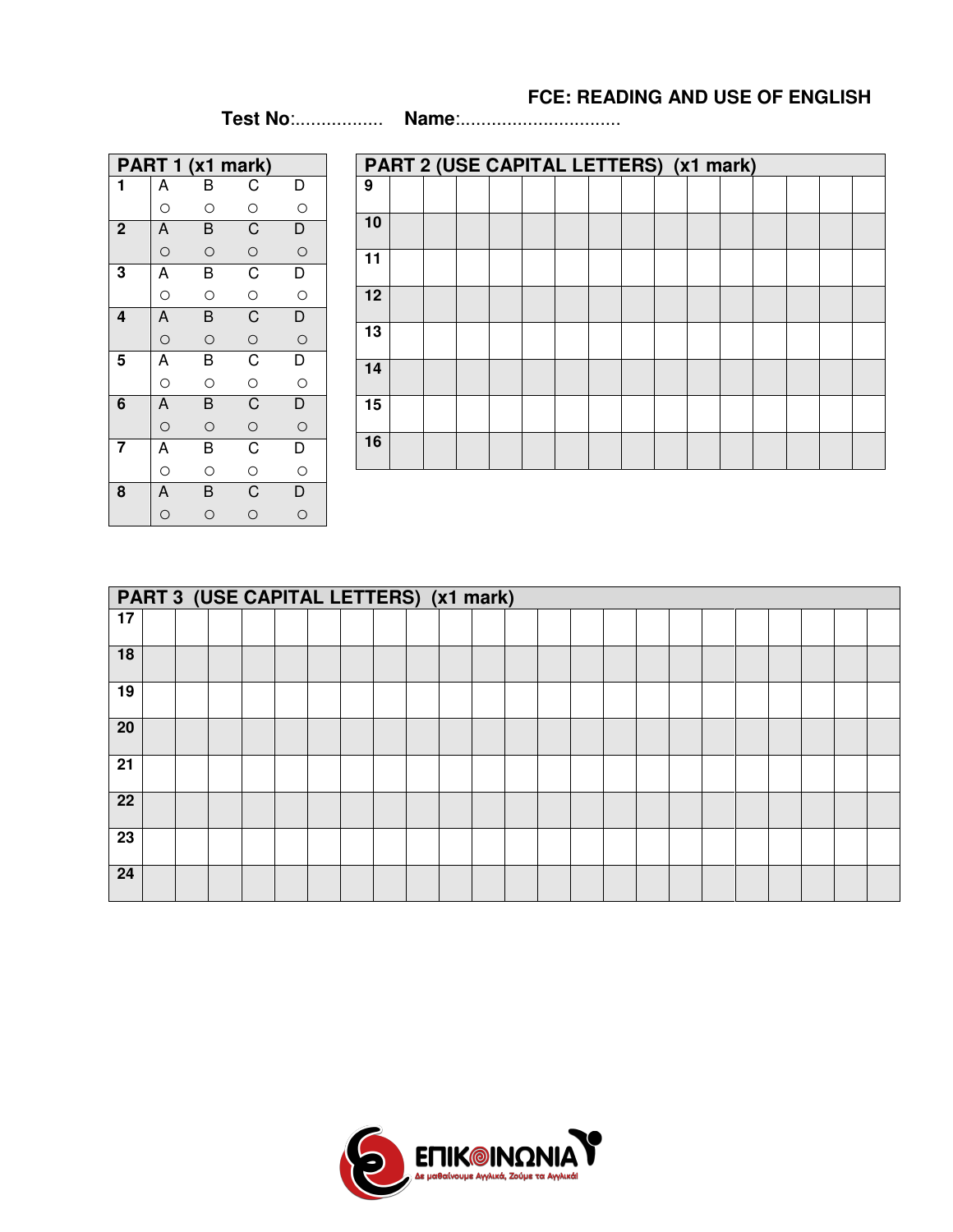## FCE: READING AND USE OF ENGLISH

**Test No**:................. **Name**:...............................

| PART 1 (x1 mark) | | | | |
|---|---|---|---|---|
| 1 | A ○ | B ○ | C ○ | D ○ |
| 2 | A ○ | B ○ | C ○ | D ○ |
| 3 | A ○ | B ○ | C ○ | D ○ |
| 4 | A ○ | B ○ | C ○ | D ○ |
| 5 | A ○ | B ○ | C ○ | D ○ |
| 6 | A ○ | B ○ | C ○ | D ○ |
| 7 | A ○ | B ○ | C ○ | D ○ |
| 8 | A ○ | B ○ | C ○ | D ○ |

| PART 2 (USE CAPITAL LETTERS) (x1 mark) | | | | | | | | | | | | | | | |
|---|---|---|---|---|---|---|---|---|---|---|---|---|---|---|---|
| 9 | | | | | | | | | | | | | | | |
| 10 | | | | | | | | | | | | | | | |
| 11 | | | | | | | | | | | | | | | |
| 12 | | | | | | | | | | | | | | | |
| 13 | | | | | | | | | | | | | | | |
| 14 | | | | | | | | | | | | | | | |
| 15 | | | | | | | | | | | | | | | |
| 16 | | | | | | | | | | | | | | | |

| PART 3 (USE CAPITAL LETTERS) (x1 mark) | | | | | | | | | | | | | | | | | | | | | | | |
|---|---|---|---|---|---|---|---|---|---|---|---|---|---|---|---|---|---|---|---|---|---|---|---|
| 17 | | | | | | | | | | | | | | | | | | | | | | | |
| 18 | | | | | | | | | | | | | | | | | | | | | | | |
| 19 | | | | | | | | | | | | | | | | | | | | | | | |
| 20 | | | | | | | | | | | | | | | | | | | | | | | |
| 21 | | | | | | | | | | | | | | | | | | | | | | | |
| 22 | | | | | | | | | | | | | | | | | | | | | | | |
| 23 | | | | | | | | | | | | | | | | | | | | | | | |
| 24 | | | | | | | | | | | | | | | | | | | | | | | |

ΕΠΙΚΟΙΝΩΝΙΑ
Δε μαθαίνουμε Αγγλικά, Ζούμε τα Αγγλικά!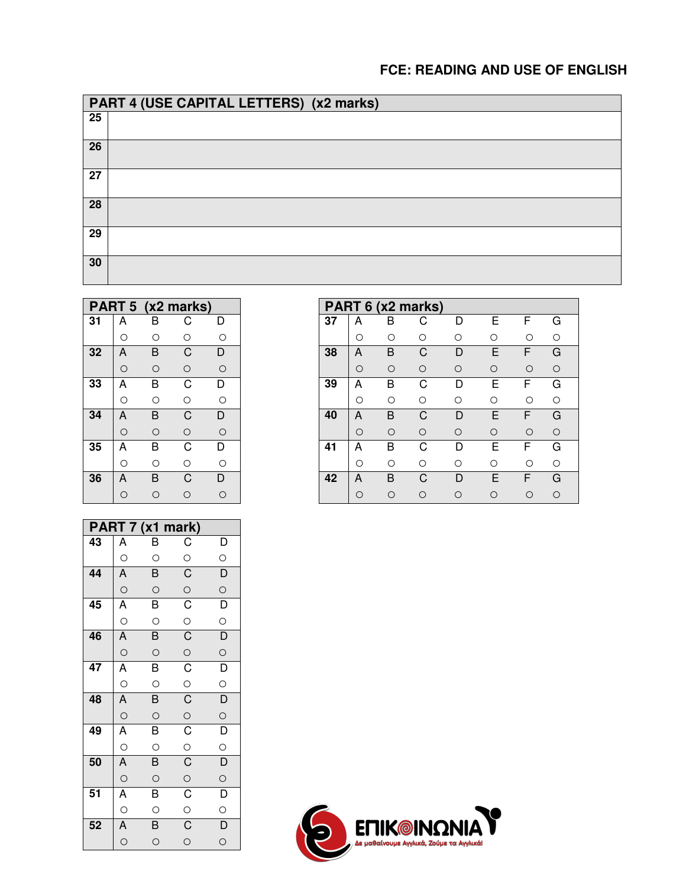## FCE: READING AND USE OF ENGLISH

| PART 4 (USE CAPITAL LETTERS) (x2 marks) | |
|---|---|
| 25 | |
| 26 | |
| 27 | |
| 28 | |
| 29 | |
| 30 | |

| PART 5 (x2 marks) | | | | |
|---|---|---|---|---|
| 31 | A ○ | B ○ | C ○ | D ○ |
| 32 | A ○ | B ○ | C ○ | D ○ |
| 33 | A ○ | B ○ | C ○ | D ○ |
| 34 | A ○ | B ○ | C ○ | D ○ |
| 35 | A ○ | B ○ | C ○ | D ○ |
| 36 | A ○ | B ○ | C ○ | D ○ |

| PART 6 (x2 marks) | | | | | | | |
|---|---|---|---|---|---|---|---|
| 37 | A ○ | B ○ | C ○ | D ○ | E ○ | F ○ | G ○ |
| 38 | A ○ | B ○ | C ○ | D ○ | E ○ | F ○ | G ○ |
| 39 | A ○ | B ○ | C ○ | D ○ | E ○ | F ○ | G ○ |
| 40 | A ○ | B ○ | C ○ | D ○ | E ○ | F ○ | G ○ |
| 41 | A ○ | B ○ | C ○ | D ○ | E ○ | F ○ | G ○ |
| 42 | A ○ | B ○ | C ○ | D ○ | E ○ | F ○ | G ○ |

| PART 7 (x1 mark) | | | | |
|---|---|---|---|---|
| 43 | A ○ | B ○ | C ○ | D ○ |
| 44 | A ○ | B ○ | C ○ | D ○ |
| 45 | A ○ | B ○ | C ○ | D ○ |
| 46 | A ○ | B ○ | C ○ | D ○ |
| 47 | A ○ | B ○ | C ○ | D ○ |
| 48 | A ○ | B ○ | C ○ | D ○ |
| 49 | A ○ | B ○ | C ○ | D ○ |
| 50 | A ○ | B ○ | C ○ | D ○ |
| 51 | A ○ | B ○ | C ○ | D ○ |
| 52 | A ○ | B ○ | C ○ | D ○ |

ΕΠΙΚΟΙΝΩΝΙΑ
Δε μαθαίνουμε Αγγλικά, Ζούμε τα Αγγλικά!